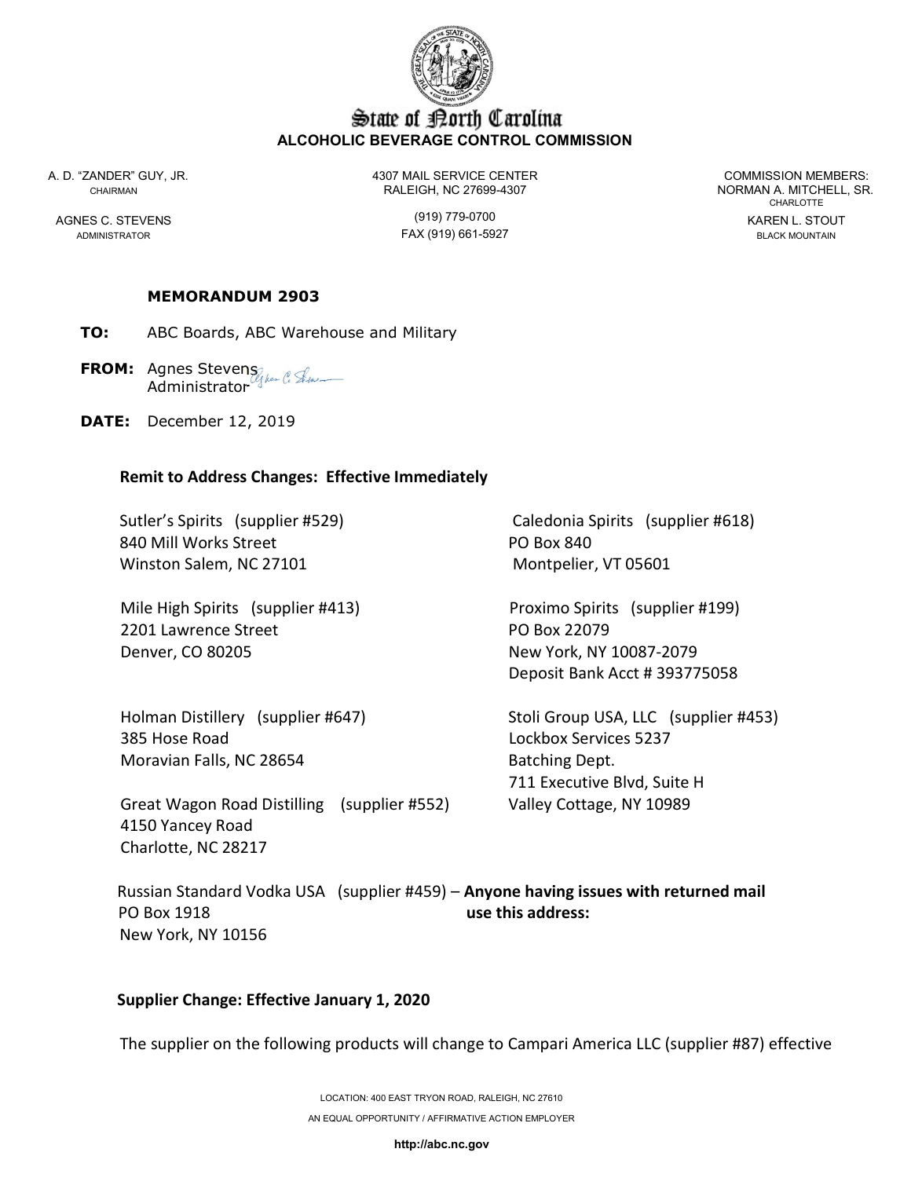# State of North Carolina
## ALCOHOLIC BEVERAGE CONTROL COMMISSION

A. D. "ZANDER" GUY, JR.
CHAIRMAN

AGNES C. STEVENS
ADMINISTRATOR

4307 MAIL SERVICE CENTER
RALEIGH, NC 27699-4307

(919) 779-0700
FAX (919) 661-5927

COMMISSION MEMBERS:
NORMAN A. MITCHELL, SR.
CHARLOTTE

KAREN L. STOUT
BLACK MOUNTAIN

**MEMORANDUM 2903**

**TO:** ABC Boards, ABC Warehouse and Military

**FROM:** Agnes Stevens
Administrator

**DATE:** December 12, 2019

**Remit to Address Changes: Effective Immediately**

Sutler's Spirits (supplier #529)
840 Mill Works Street
Winston Salem, NC 27101

Mile High Spirits (supplier #413)
2201 Lawrence Street
Denver, CO 80205

Holman Distillery (supplier #647)
385 Hose Road
Moravian Falls, NC 28654

Great Wagon Road Distilling (supplier #552)
4150 Yancey Road
Charlotte, NC 28217

Caledonia Spirits (supplier #618)
PO Box 840
Montpelier, VT 05601

Proximo Spirits (supplier #199)
PO Box 22079
New York, NY 10087-2079
Deposit Bank Acct # 393775058

Stoli Group USA, LLC (supplier #453)
Lockbox Services 5237
Batching Dept.
711 Executive Blvd, Suite H
Valley Cottage, NY 10989

Russian Standard Vodka USA (supplier #459) – **Anyone having issues with returned mail use this address:**
PO Box 1918
New York, NY 10156

**Supplier Change: Effective January 1, 2020**

The supplier on the following products will change to Campari America LLC (supplier #87) effective

LOCATION: 400 EAST TRYON ROAD, RALEIGH, NC 27610
AN EQUAL OPPORTUNITY / AFFIRMATIVE ACTION EMPLOYER

http://abc.nc.gov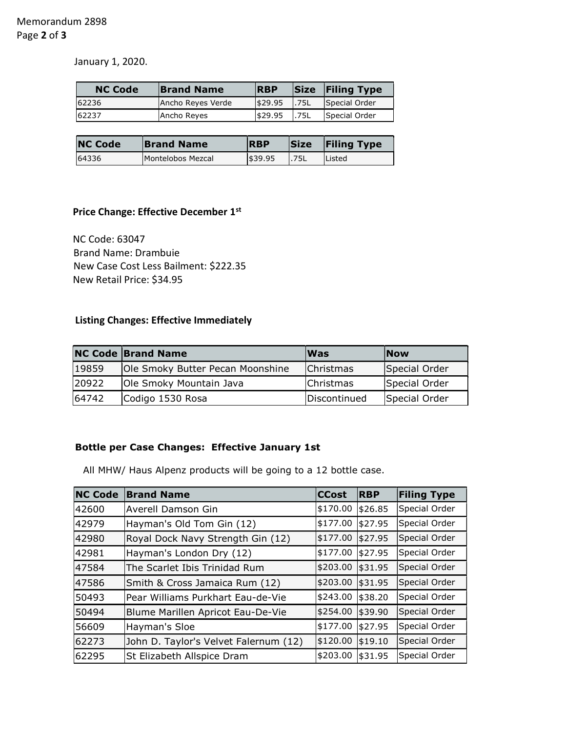January 1, 2020.

| NC Code | Brand Name | RBP | Size | Filing Type |
|---|---|---|---|---|
| 62236 | Ancho Reyes Verde | $29.95 | .75L | Special Order |
| 62237 | Ancho Reyes | $29.95 | .75L | Special Order |

| NC Code | Brand Name | RBP | Size | Filing Type |
|---|---|---|---|---|
| 64336 | Montelobos Mezcal | $39.95 | .75L | Listed |

**Price Change: Effective December 1st**

NC Code: 63047
Brand Name: Drambuie
New Case Cost Less Bailment: $222.35
New Retail Price: $34.95

**Listing Changes: Effective Immediately**

| NC Code | Brand Name | Was | Now |
|---|---|---|---|
| 19859 | Ole Smoky Butter Pecan Moonshine | Christmas | Special Order |
| 20922 | Ole Smoky Mountain Java | Christmas | Special Order |
| 64742 | Codigo 1530 Rosa | Discontinued | Special Order |

**Bottle per Case Changes: Effective January 1st**

All MHW/ Haus Alpenz products will be going to a 12 bottle case.

| NC Code | Brand Name | CCost | RBP | Filing Type |
|---|---|---|---|---|
| 42600 | Averell Damson Gin | $170.00 | $26.85 | Special Order |
| 42979 | Hayman's Old Tom Gin (12) | $177.00 | $27.95 | Special Order |
| 42980 | Royal Dock Navy Strength Gin (12) | $177.00 | $27.95 | Special Order |
| 42981 | Hayman's London Dry (12) | $177.00 | $27.95 | Special Order |
| 47584 | The Scarlet Ibis Trinidad Rum | $203.00 | $31.95 | Special Order |
| 47586 | Smith & Cross Jamaica Rum (12) | $203.00 | $31.95 | Special Order |
| 50493 | Pear Williams Purkhart Eau-de-Vie | $243.00 | $38.20 | Special Order |
| 50494 | Blume Marillen Apricot Eau-De-Vie | $254.00 | $39.90 | Special Order |
| 56609 | Hayman's Sloe | $177.00 | $27.95 | Special Order |
| 62273 | John D. Taylor's Velvet Falernum (12) | $120.00 | $19.10 | Special Order |
| 62295 | St Elizabeth Allspice Dram | $203.00 | $31.95 | Special Order |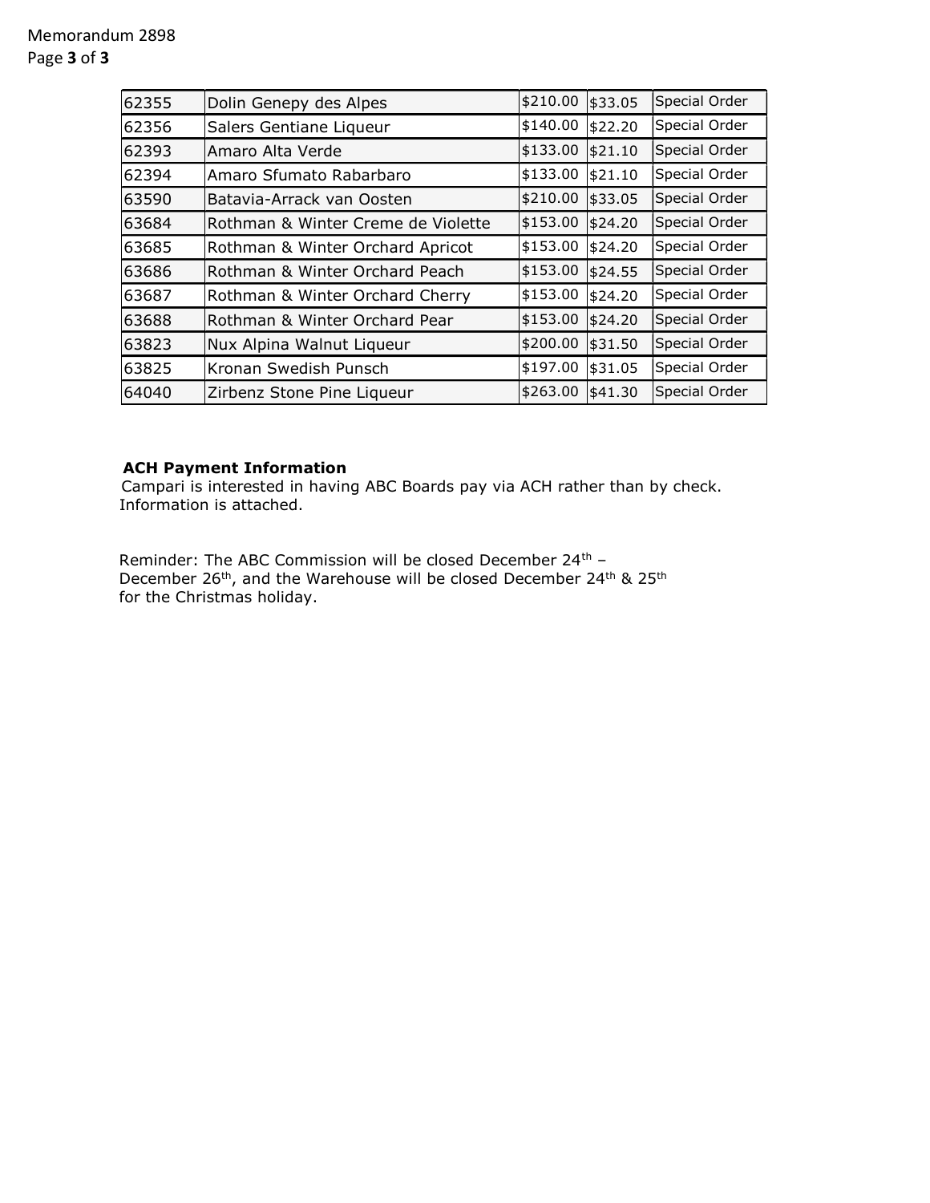| | | | | |
|---|---|---|---|---|
| 62355 | Dolin Genepy des Alpes | $210.00 | $33.05 | Special Order |
| 62356 | Salers Gentiane Liqueur | $140.00 | $22.20 | Special Order |
| 62393 | Amaro Alta Verde | $133.00 | $21.10 | Special Order |
| 62394 | Amaro Sfumato Rabarbaro | $133.00 | $21.10 | Special Order |
| 63590 | Batavia-Arrack van Oosten | $210.00 | $33.05 | Special Order |
| 63684 | Rothman & Winter Creme de Violette | $153.00 | $24.20 | Special Order |
| 63685 | Rothman & Winter Orchard Apricot | $153.00 | $24.20 | Special Order |
| 63686 | Rothman & Winter Orchard Peach | $153.00 | $24.55 | Special Order |
| 63687 | Rothman & Winter Orchard Cherry | $153.00 | $24.20 | Special Order |
| 63688 | Rothman & Winter Orchard Pear | $153.00 | $24.20 | Special Order |
| 63823 | Nux Alpina Walnut Liqueur | $200.00 | $31.50 | Special Order |
| 63825 | Kronan Swedish Punsch | $197.00 | $31.05 | Special Order |
| 64040 | Zirbenz Stone Pine Liqueur | $263.00 | $41.30 | Special Order |

**ACH Payment Information**

Campari is interested in having ABC Boards pay via ACH rather than by check. Information is attached.

Reminder: The ABC Commission will be closed December 24th – December 26th, and the Warehouse will be closed December 24th & 25th for the Christmas holiday.